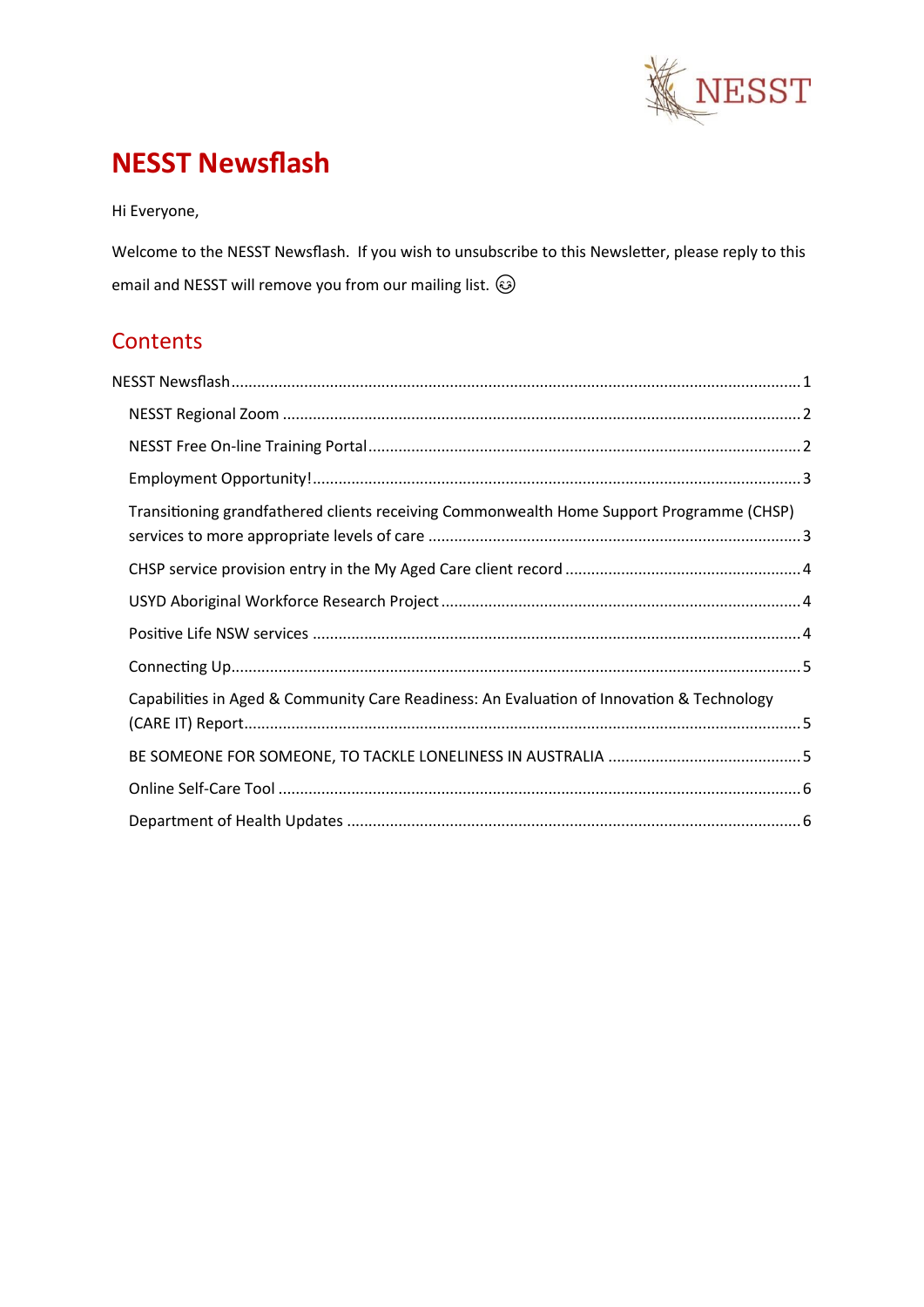# NESST Newsflash

Hi Everyone,

Welcome to the NESST Newsflash. If you wish to unsubscribe to this Newsletter, please reply to this email and NESST will remove you from our mailing list. 😉

## Contents

NESST Newsflash ........................................................................................................................ 1

- NESST Regional Zoom ............................................................................................................ 2
- NESST Free On-line Training Portal ......................................................................................... 2
- Employment Opportunity! ...................................................................................................... 3
- Transitioning grandfathered clients receiving Commonwealth Home Support Programme (CHSP) services to more appropriate levels of care ............................................................................. 3
- CHSP service provision entry in the My Aged Care client record ............................................ 4
- USYD Aboriginal Workforce Research Project ........................................................................ 4
- Positive Life NSW services ...................................................................................................... 4
- Connecting Up ........................................................................................................................ 5
- Capabilities in Aged & Community Care Readiness: An Evaluation of Innovation & Technology (CARE IT) Report ...................................................................................................................... 5
- BE SOMEONE FOR SOMEONE, TO TACKLE LONELINESS IN AUSTRALIA ................................... 5
- Online Self-Care Tool .............................................................................................................. 6
- Department of Health Updates ............................................................................................... 6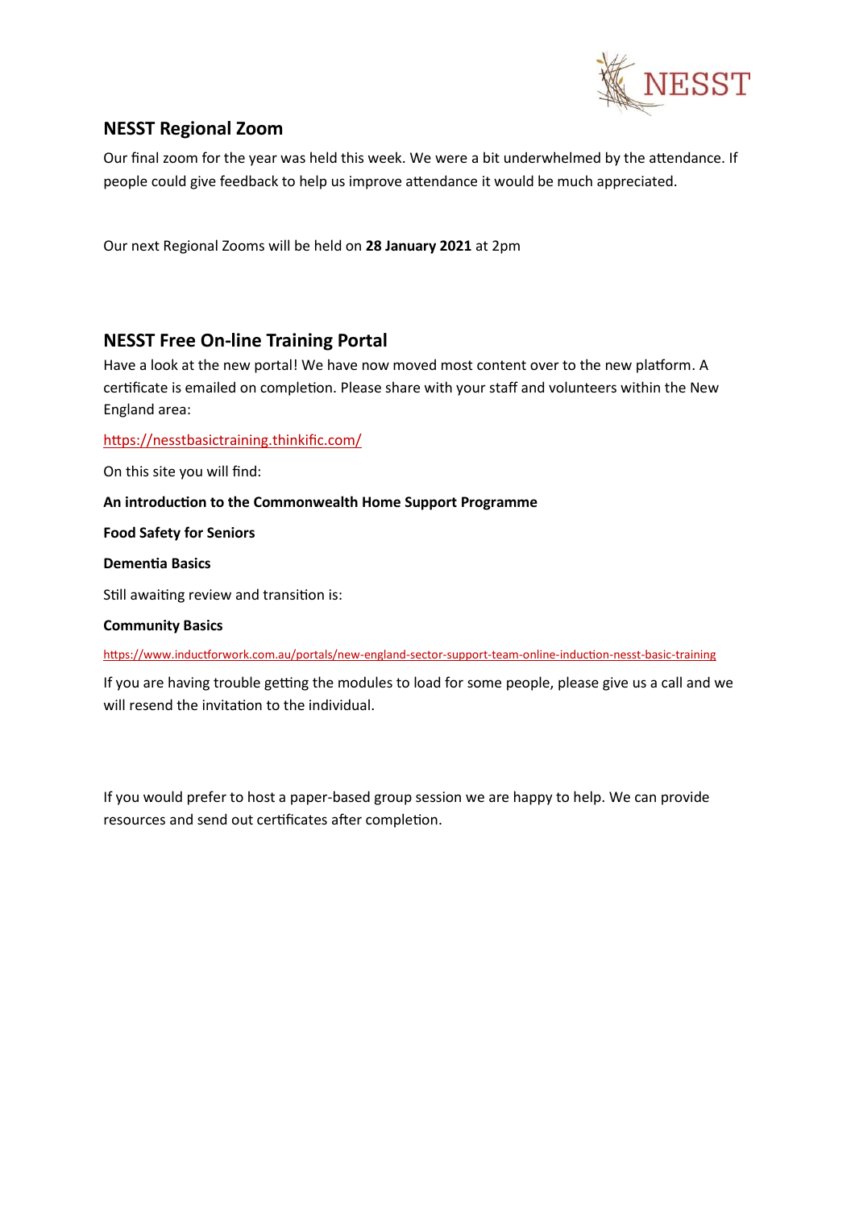## NESST Regional Zoom

Our final zoom for the year was held this week. We were a bit underwhelmed by the attendance. If people could give feedback to help us improve attendance it would be much appreciated.

Our next Regional Zooms will be held on **28 January 2021** at 2pm

## NESST Free On-line Training Portal

Have a look at the new portal! We have now moved most content over to the new platform. A certificate is emailed on completion. Please share with your staff and volunteers within the New England area:

https://nesstbasictraining.thinkific.com/

On this site you will find:

**An introduction to the Commonwealth Home Support Programme**

**Food Safety for Seniors**

**Dementia Basics**

Still awaiting review and transition is:

**Community Basics**

https://www.inductforwork.com.au/portals/new-england-sector-support-team-online-induction-nesst-basic-training

If you are having trouble getting the modules to load for some people, please give us a call and we will resend the invitation to the individual.

If you would prefer to host a paper-based group session we are happy to help. We can provide resources and send out certificates after completion.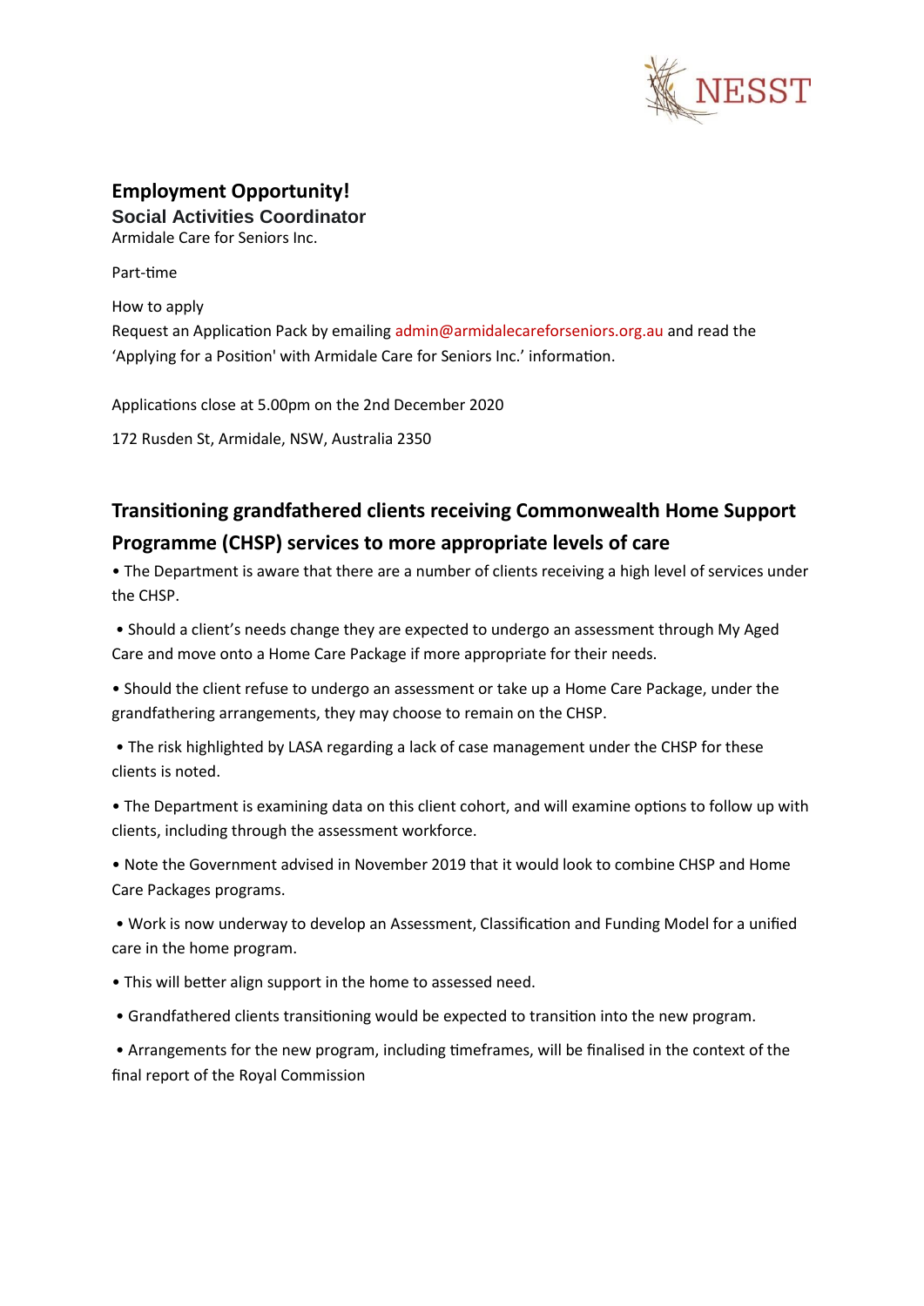## Employment Opportunity!

### Social Activities Coordinator

Armidale Care for Seniors Inc.

Part-time

How to apply

Request an Application Pack by emailing admin@armidalecareforseniors.org.au and read the 'Applying for a Position' with Armidale Care for Seniors Inc.' information.

Applications close at 5.00pm on the 2nd December 2020

172 Rusden St, Armidale, NSW, Australia 2350

## Transitioning grandfathered clients receiving Commonwealth Home Support Programme (CHSP) services to more appropriate levels of care

- The Department is aware that there are a number of clients receiving a high level of services under the CHSP.
- Should a client's needs change they are expected to undergo an assessment through My Aged Care and move onto a Home Care Package if more appropriate for their needs.
- Should the client refuse to undergo an assessment or take up a Home Care Package, under the grandfathering arrangements, they may choose to remain on the CHSP.
- The risk highlighted by LASA regarding a lack of case management under the CHSP for these clients is noted.
- The Department is examining data on this client cohort, and will examine options to follow up with clients, including through the assessment workforce.
- Note the Government advised in November 2019 that it would look to combine CHSP and Home Care Packages programs.
- Work is now underway to develop an Assessment, Classification and Funding Model for a unified care in the home program.
- This will better align support in the home to assessed need.
- Grandfathered clients transitioning would be expected to transition into the new program.
- Arrangements for the new program, including timeframes, will be finalised in the context of the final report of the Royal Commission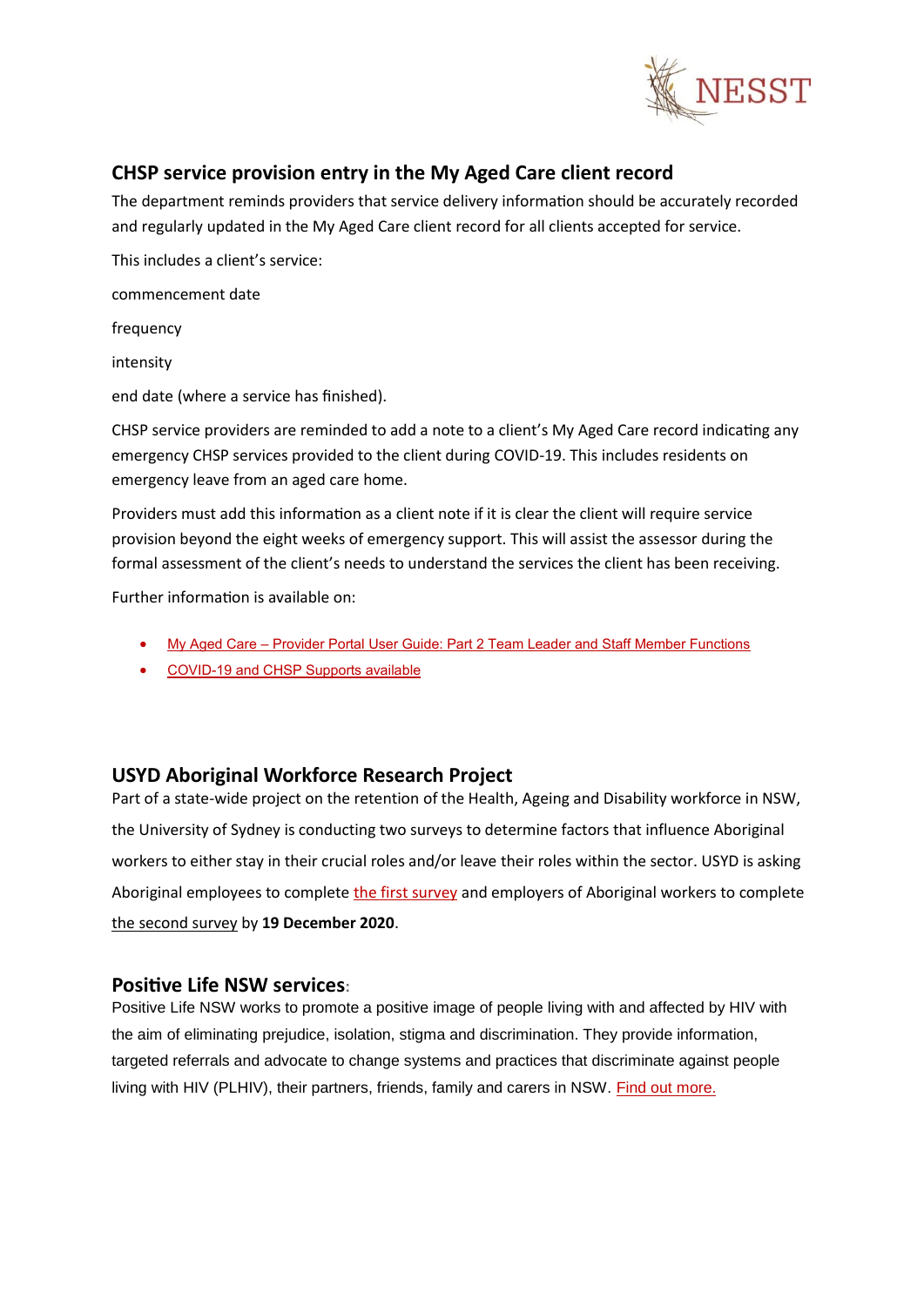## CHSP service provision entry in the My Aged Care client record

The department reminds providers that service delivery information should be accurately recorded and regularly updated in the My Aged Care client record for all clients accepted for service.

This includes a client's service:

commencement date

frequency

intensity

end date (where a service has finished).

CHSP service providers are reminded to add a note to a client's My Aged Care record indicating any emergency CHSP services provided to the client during COVID-19. This includes residents on emergency leave from an aged care home.

Providers must add this information as a client note if it is clear the client will require service provision beyond the eight weeks of emergency support. This will assist the assessor during the formal assessment of the client's needs to understand the services the client has been receiving.

Further information is available on:

- My Aged Care – Provider Portal User Guide: Part 2 Team Leader and Staff Member Functions
- COVID-19 and CHSP Supports available

## USYD Aboriginal Workforce Research Project

Part of a state-wide project on the retention of the Health, Ageing and Disability workforce in NSW, the University of Sydney is conducting two surveys to determine factors that influence Aboriginal workers to either stay in their crucial roles and/or leave their roles within the sector. USYD is asking Aboriginal employees to complete the first survey and employers of Aboriginal workers to complete the second survey by **19 December 2020**.

## Positive Life NSW services:

Positive Life NSW works to promote a positive image of people living with and affected by HIV with the aim of eliminating prejudice, isolation, stigma and discrimination. They provide information, targeted referrals and advocate to change systems and practices that discriminate against people living with HIV (PLHIV), their partners, friends, family and carers in NSW. Find out more.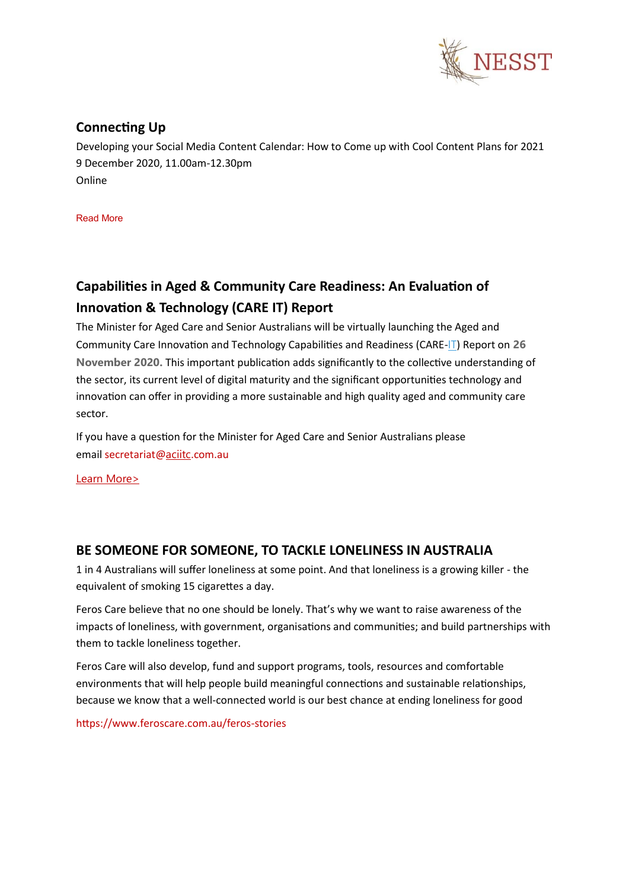## Connecting Up

Developing your Social Media Content Calendar: How to Come up with Cool Content Plans for 2021
9 December 2020, 11.00am-12.30pm
Online

Read More

## Capabilities in Aged & Community Care Readiness: An Evaluation of Innovation & Technology (CARE IT) Report

The Minister for Aged Care and Senior Australians will be virtually launching the Aged and Community Care Innovation and Technology Capabilities and Readiness (CARE-IT) Report on **26 November 2020.** This important publication adds significantly to the collective understanding of the sector, its current level of digital maturity and the significant opportunities technology and innovation can offer in providing a more sustainable and high quality aged and community care sector.

If you have a question for the Minister for Aged Care and Senior Australians please email secretariat@aciitc.com.au

Learn More>

## BE SOMEONE FOR SOMEONE, TO TACKLE LONELINESS IN AUSTRALIA

1 in 4 Australians will suffer loneliness at some point. And that loneliness is a growing killer - the equivalent of smoking 15 cigarettes a day.

Feros Care believe that no one should be lonely. That's why we want to raise awareness of the impacts of loneliness, with government, organisations and communities; and build partnerships with them to tackle loneliness together.

Feros Care will also develop, fund and support programs, tools, resources and comfortable environments that will help people build meaningful connections and sustainable relationships, because we know that a well-connected world is our best chance at ending loneliness for good

https://www.feroscare.com.au/feros-stories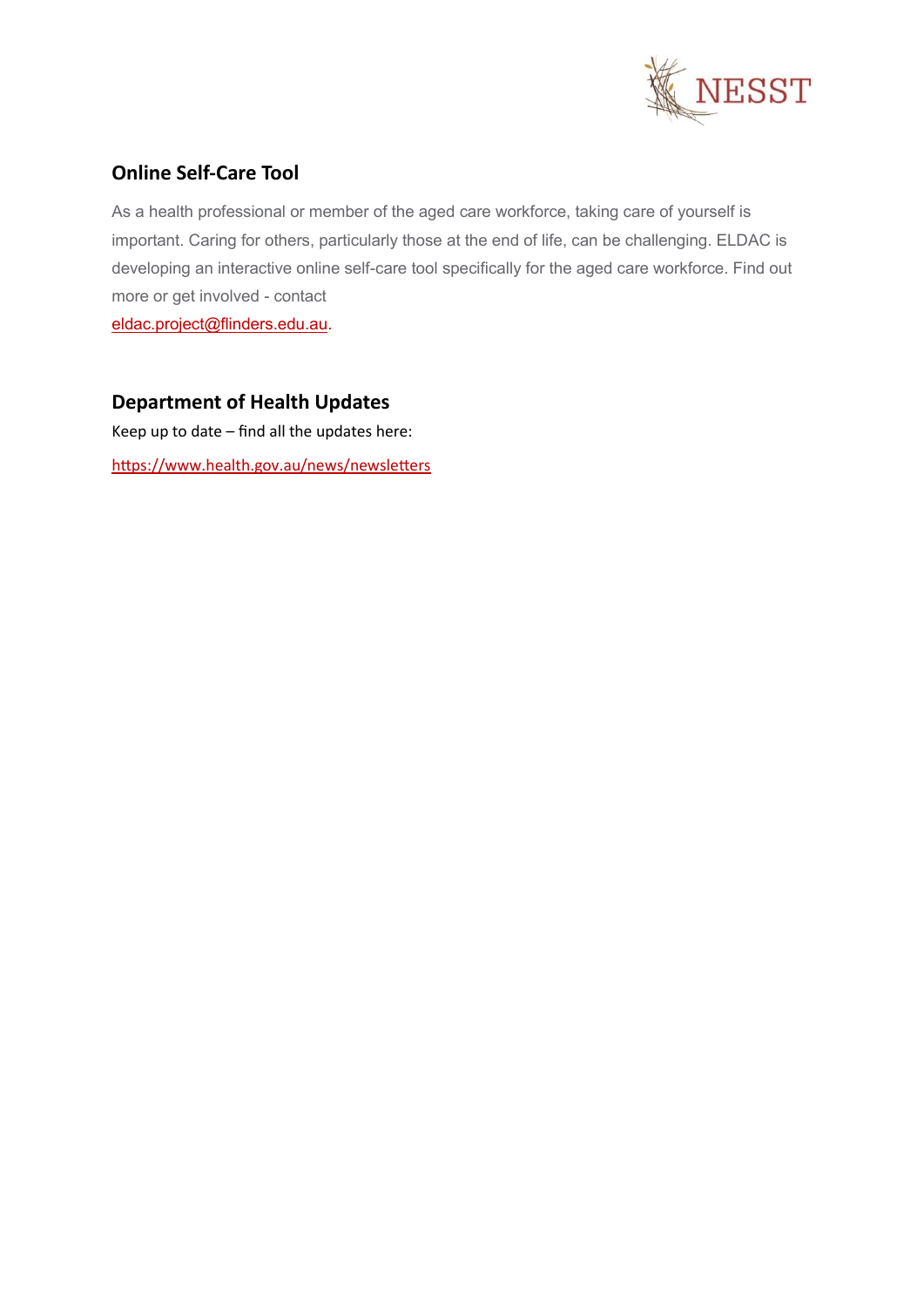## Online Self-Care Tool

As a health professional or member of the aged care workforce, taking care of yourself is important. Caring for others, particularly those at the end of life, can be challenging. ELDAC is developing an interactive online self-care tool specifically for the aged care workforce. Find out more or get involved - contact
eldac.project@flinders.edu.au.

## Department of Health Updates

Keep up to date – find all the updates here:

https://www.health.gov.au/news/newsletters